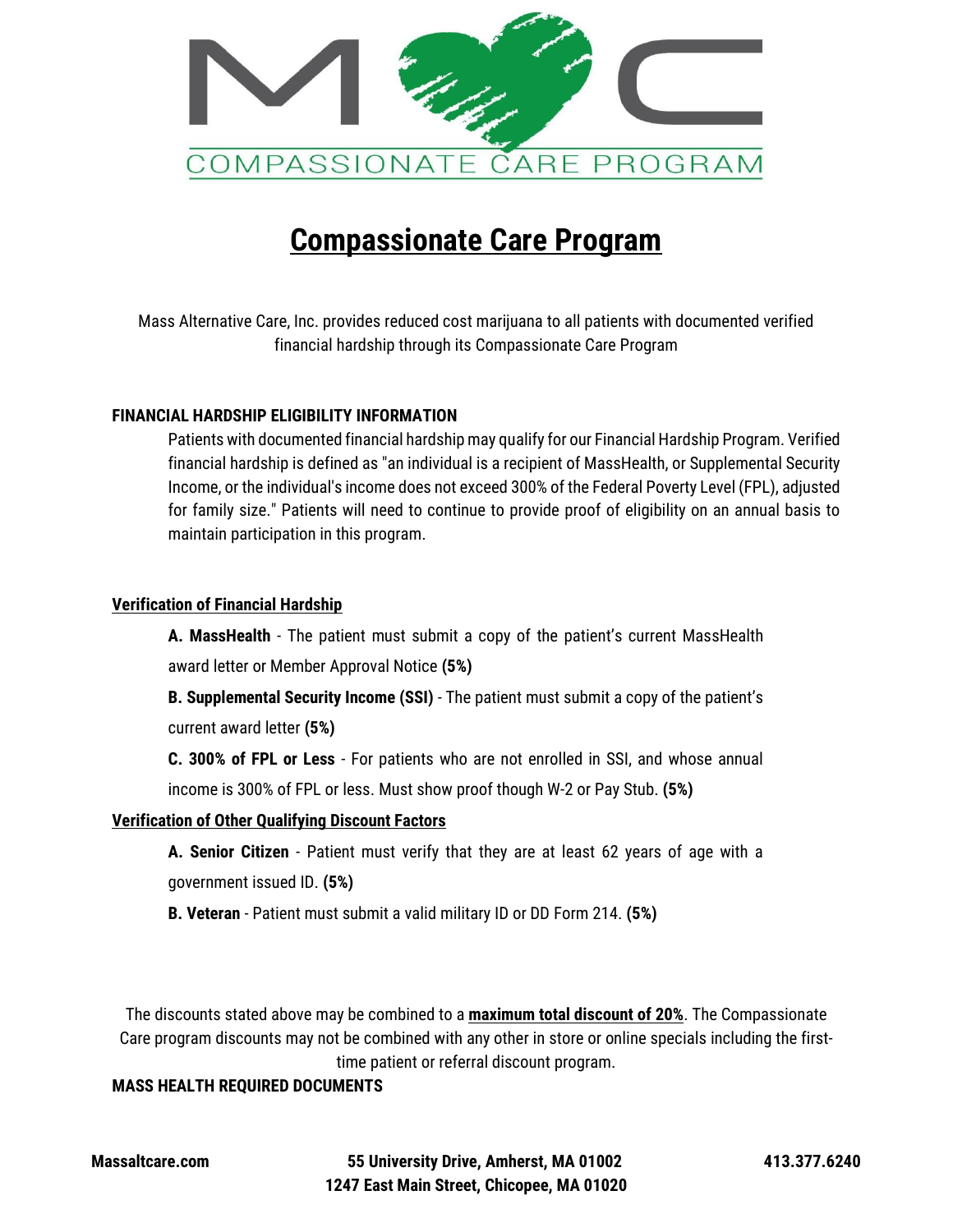M C

COMPASSIONATE CARE PROGRAM

# Compassionate Care Program

Mass Alternative Care, Inc. provides reduced cost marijuana to all patients with documented verified financial hardship through its Compassionate Care Program

**FINANCIAL HARDSHIP ELIGIBILITY INFORMATION**

Patients with documented financial hardship may qualify for our Financial Hardship Program. Verified financial hardship is defined as "an individual is a recipient of MassHealth, or Supplemental Security Income, or the individual's income does not exceed 300% of the Federal Poverty Level (FPL), adjusted for family size." Patients will need to continue to provide proof of eligibility on an annual basis to maintain participation in this program.

**Verification of Financial Hardship**

**A. MassHealth** - The patient must submit a copy of the patient's current MassHealth award letter or Member Approval Notice **(5%)**

**B. Supplemental Security Income (SSI)** - The patient must submit a copy of the patient's current award letter **(5%)**

**C. 300% of FPL or Less** - For patients who are not enrolled in SSI, and whose annual income is 300% of FPL or less. Must show proof though W-2 or Pay Stub. **(5%)**

**Verification of Other Qualifying Discount Factors**

**A. Senior Citizen** - Patient must verify that they are at least 62 years of age with a government issued ID. **(5%)**

**B. Veteran** - Patient must submit a valid military ID or DD Form 214. **(5%)**

The discounts stated above may be combined to a **maximum total discount of 20%**. The Compassionate Care program discounts may not be combined with any other in store or online specials including the first-time patient or referral discount program.

**MASS HEALTH REQUIRED DOCUMENTS**

**Massaltcare.com** | **55 University Drive, Amherst, MA 01002** | **1247 East Main Street, Chicopee, MA 01020** | **413.377.6240**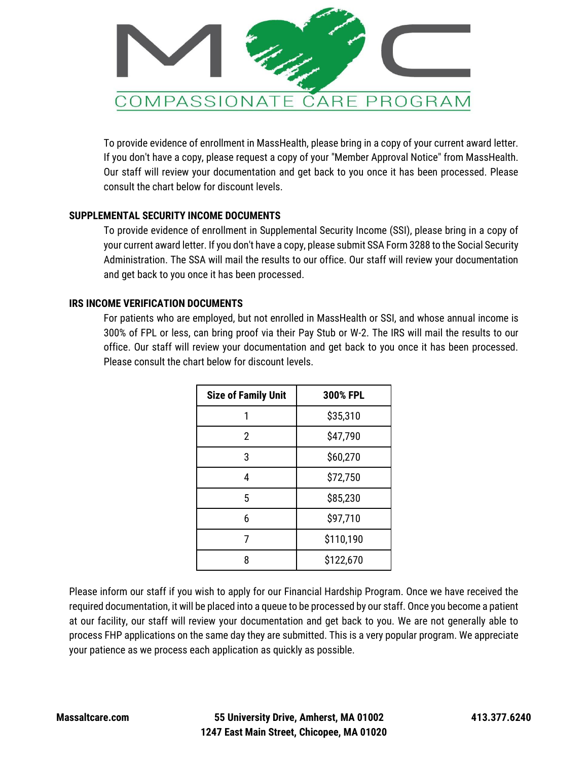COMPASSIONATE CARE PROGRAM

To provide evidence of enrollment in MassHealth, please bring in a copy of your current award letter. If you don't have a copy, please request a copy of your "Member Approval Notice" from MassHealth. Our staff will review your documentation and get back to you once it has been processed. Please consult the chart below for discount levels.

**SUPPLEMENTAL SECURITY INCOME DOCUMENTS**

To provide evidence of enrollment in Supplemental Security Income (SSI), please bring in a copy of your current award letter. If you don't have a copy, please submit SSA Form 3288 to the Social Security Administration. The SSA will mail the results to our office. Our staff will review your documentation and get back to you once it has been processed.

**IRS INCOME VERIFICATION DOCUMENTS**

For patients who are employed, but not enrolled in MassHealth or SSI, and whose annual income is 300% of FPL or less, can bring proof via their Pay Stub or W-2. The IRS will mail the results to our office. Our staff will review your documentation and get back to you once it has been processed. Please consult the chart below for discount levels.

| Size of Family Unit | 300% FPL |
|---|---|
| 1 | $35,310 |
| 2 | $47,790 |
| 3 | $60,270 |
| 4 | $72,750 |
| 5 | $85,230 |
| 6 | $97,710 |
| 7 | $110,190 |
| 8 | $122,670 |

Please inform our staff if you wish to apply for our Financial Hardship Program. Once we have received the required documentation, it will be placed into a queue to be processed by our staff. Once you become a patient at our facility, our staff will review your documentation and get back to you. We are not generally able to process FHP applications on the same day they are submitted. This is a very popular program. We appreciate your patience as we process each application as quickly as possible.

**Massaltcare.com** **55 University Drive, Amherst, MA 01002** **1247 East Main Street, Chicopee, MA 01020** **413.377.6240**